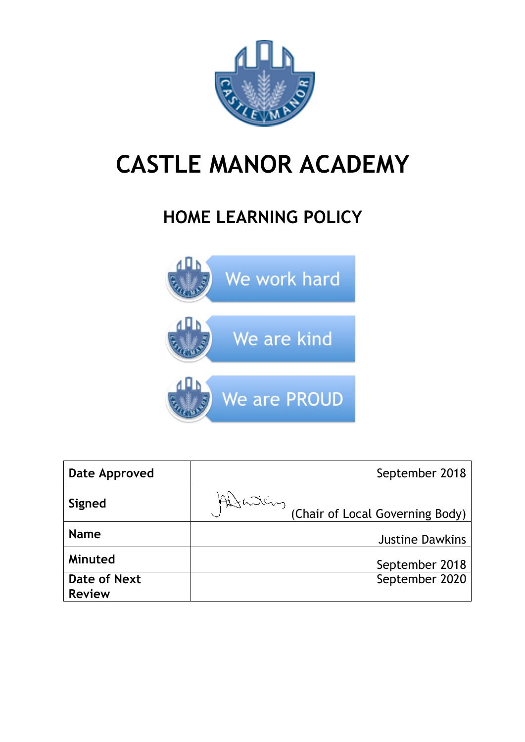# CASTLE MANOR ACADEMY

## HOME LEARNING POLICY

We work hard

We are kind

We are PROUD

| Date Approved | September 2018 |
|---|---|
| Signed | (Chair of Local Governing Body) |
| Name | Justine Dawkins |
| Minuted | September 2018 |
| Date of Next Review | September 2020 |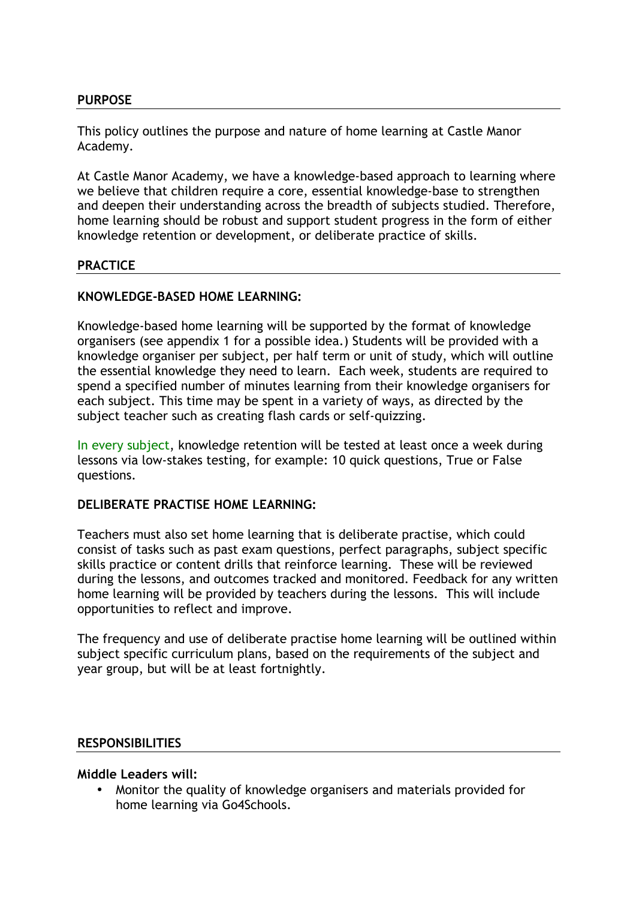## PURPOSE

This policy outlines the purpose and nature of home learning at Castle Manor Academy.

At Castle Manor Academy, we have a knowledge-based approach to learning where we believe that children require a core, essential knowledge-base to strengthen and deepen their understanding across the breadth of subjects studied. Therefore, home learning should be robust and support student progress in the form of either knowledge retention or development, or deliberate practice of skills.

## PRACTICE

### KNOWLEDGE-BASED HOME LEARNING:

Knowledge-based home learning will be supported by the format of knowledge organisers (see appendix 1 for a possible idea.) Students will be provided with a knowledge organiser per subject, per half term or unit of study, which will outline the essential knowledge they need to learn. Each week, students are required to spend a specified number of minutes learning from their knowledge organisers for each subject. This time may be spent in a variety of ways, as directed by the subject teacher such as creating flash cards or self-quizzing.

In every subject, knowledge retention will be tested at least once a week during lessons via low-stakes testing, for example: 10 quick questions, True or False questions.

### DELIBERATE PRACTISE HOME LEARNING:

Teachers must also set home learning that is deliberate practise, which could consist of tasks such as past exam questions, perfect paragraphs, subject specific skills practice or content drills that reinforce learning. These will be reviewed during the lessons, and outcomes tracked and monitored. Feedback for any written home learning will be provided by teachers during the lessons. This will include opportunities to reflect and improve.

The frequency and use of deliberate practise home learning will be outlined within subject specific curriculum plans, based on the requirements of the subject and year group, but will be at least fortnightly.

## RESPONSIBILITIES

**Middle Leaders will:**

- Monitor the quality of knowledge organisers and materials provided for home learning via Go4Schools.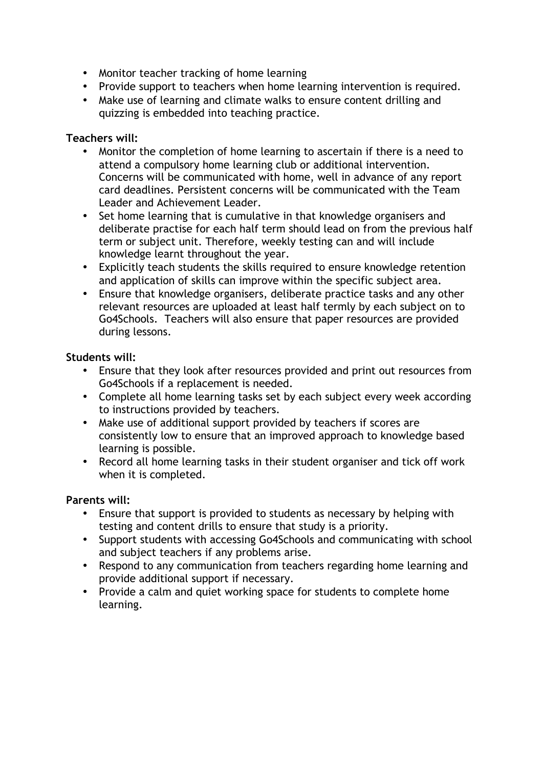- Monitor teacher tracking of home learning
- Provide support to teachers when home learning intervention is required.
- Make use of learning and climate walks to ensure content drilling and quizzing is embedded into teaching practice.

**Teachers will:**

- Monitor the completion of home learning to ascertain if there is a need to attend a compulsory home learning club or additional intervention. Concerns will be communicated with home, well in advance of any report card deadlines. Persistent concerns will be communicated with the Team Leader and Achievement Leader.
- Set home learning that is cumulative in that knowledge organisers and deliberate practise for each half term should lead on from the previous half term or subject unit. Therefore, weekly testing can and will include knowledge learnt throughout the year.
- Explicitly teach students the skills required to ensure knowledge retention and application of skills can improve within the specific subject area.
- Ensure that knowledge organisers, deliberate practice tasks and any other relevant resources are uploaded at least half termly by each subject on to Go4Schools. Teachers will also ensure that paper resources are provided during lessons.

**Students will:**

- Ensure that they look after resources provided and print out resources from Go4Schools if a replacement is needed.
- Complete all home learning tasks set by each subject every week according to instructions provided by teachers.
- Make use of additional support provided by teachers if scores are consistently low to ensure that an improved approach to knowledge based learning is possible.
- Record all home learning tasks in their student organiser and tick off work when it is completed.

**Parents will:**

- Ensure that support is provided to students as necessary by helping with testing and content drills to ensure that study is a priority.
- Support students with accessing Go4Schools and communicating with school and subject teachers if any problems arise.
- Respond to any communication from teachers regarding home learning and provide additional support if necessary.
- Provide a calm and quiet working space for students to complete home learning.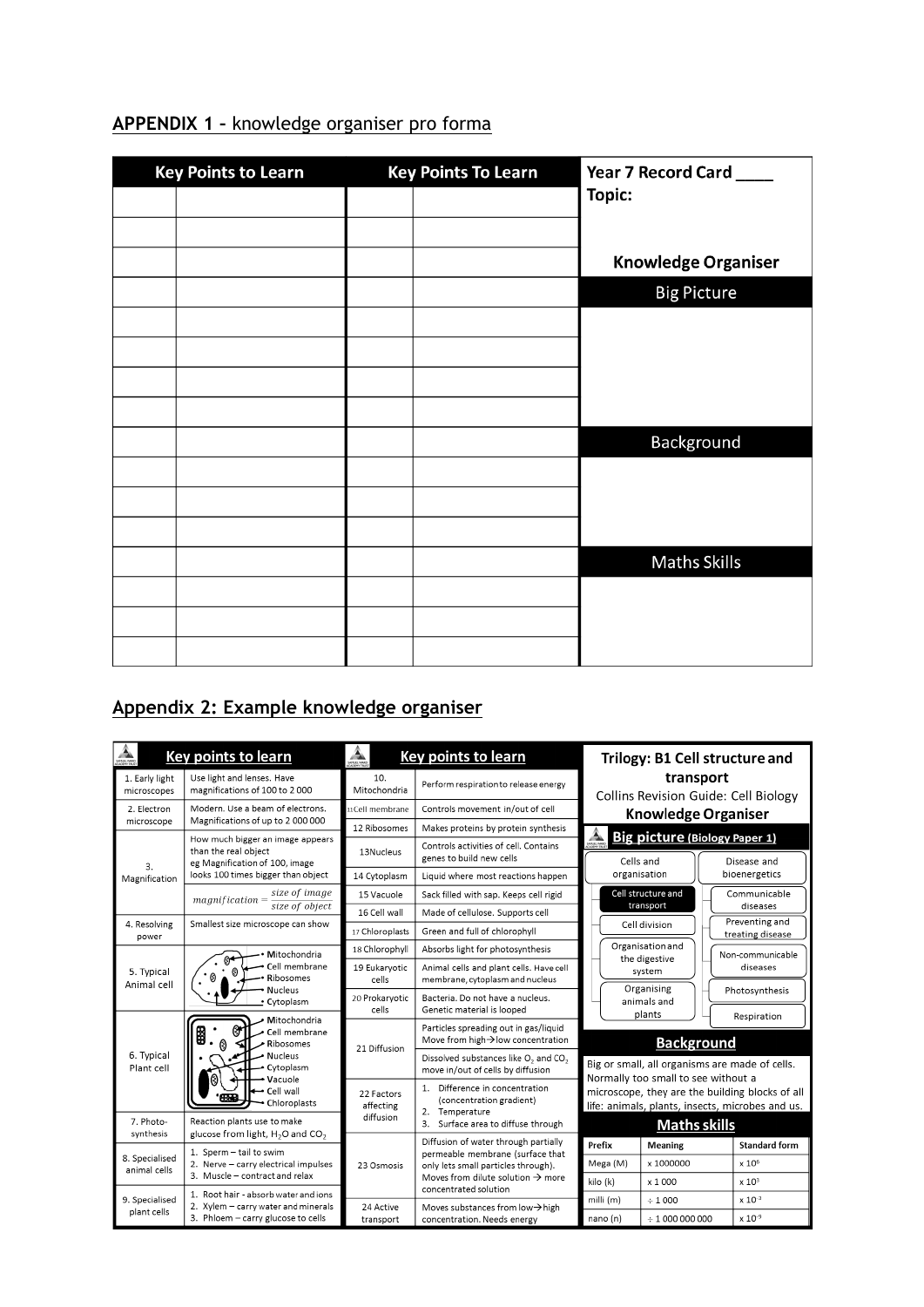## APPENDIX 1 – knowledge organiser pro forma

| Key Points to Learn | | Key Points To Learn | |
|---|---|---|---|
| | | | |
| | | | |
| | | | |
| | | | |
| | | | |
| | | | |
| | | | |
| | | | |
| | | | |
| | | | |
| | | | |
| | | | |
| | | | |
| | | | |
| | | | |
| | | | |

**Year 7 Record Card ____**
**Topic:**

**Knowledge Organiser**

**Big Picture**

**Background**

**Maths Skills**

## Appendix 2: Example knowledge organiser

**Trilogy: B1 Cell structure and transport**
Collins Revision Guide: Cell Biology
**Knowledge Organiser**

| Key points to learn | |
|---|---|
| 1. Early light microscopes | Use light and lenses. Have magnifications of 100 to 2 000 |
| 2. Electron microscope | Modern. Use a beam of electrons. Magnifications of up to 2 000 000 |
| 3. Magnification | How much bigger an image appears than the real object eg Magnification of 100, image looks 100 times bigger than object; $magnification = \frac{size\ of\ image}{size\ of\ object}$ |
| 4. Resolving power | Smallest size microscope can show |
| 5. Typical Animal cell | Mitochondria, Cell membrane, Ribosomes, Nucleus, Cytoplasm |
| 6. Typical Plant cell | Mitochondria, Cell membrane, Ribosomes, Nucleus, Cytoplasm, Vacuole, Cell wall, Chloroplasts |
| 7. Photo-synthesis | Reaction plants use to make glucose from light, $H_2O$ and $CO_2$ |
| 8. Specialised animal cells | 1. Sperm – tail to swim 2. Nerve – carry electrical impulses 3. Muscle – contract and relax |
| 9. Specialised plant cells | 1. Root hair - absorb water and ions 2. Xylem – carry water and minerals 3. Phloem – carry glucose to cells |

| Key points to learn | |
|---|---|
| 10. Mitochondria | Perform respiration to release energy |
| 11 Cell membrane | Controls movement in/out of cell |
| 12 Ribosomes | Makes proteins by protein synthesis |
| 13 Nucleus | Controls activities of cell. Contains genes to build new cells |
| 14 Cytoplasm | Liquid where most reactions happen |
| 15 Vacuole | Sack filled with sap. Keeps cell rigid |
| 16 Cell wall | Made of cellulose. Supports cell |
| 17 Chloroplasts | Green and full of chlorophyll |
| 18 Chlorophyll | Absorbs light for photosynthesis |
| 19 Eukaryotic cells | Animal cells and plant cells. Have cell membrane, cytoplasm and nucleus |
| 20 Prokaryotic cells | Bacteria. Do not have a nucleus. Genetic material is looped |
| 21 Diffusion | Particles spreading out in gas/liquid Move from high→low concentration; Dissolved substances like $O_2$ and $CO_2$ move in/out of cells by diffusion |
| 22 Factors affecting diffusion | 1. Difference in concentration (concentration gradient) 2. Temperature 3. Surface area to diffuse through |
| 23 Osmosis | Diffusion of water through partially permeable membrane (surface that only lets small particles through). Moves from dilute solution → more concentrated solution |
| 24 Active transport | Moves substances from low→high concentration. Needs energy |

**Big picture (Biology Paper 1)**

- Cells and organisation
  - Cell structure and transport
  - Cell division
  - Organisation and the digestive system
  - Organising animals and plants
- Disease and bioenergetics
  - Communicable diseases
  - Preventing and treating disease
  - Non-communicable diseases
  - Photosynthesis
  - Respiration

**Background**

Big or small, all organisms are made of cells. Normally too small to see without a microscope, they are the building blocks of all life: animals, plants, insects, microbes and us.

**Maths skills**

| Prefix | Meaning | Standard form |
|---|---|---|
| Mega (M) | x 1000000 | x $10^6$ |
| kilo (k) | x 1 000 | x $10^3$ |
| milli (m) | ÷ 1 000 | x $10^{-3}$ |
| nano (n) | ÷ 1 000 000 000 | x $10^{-9}$ |